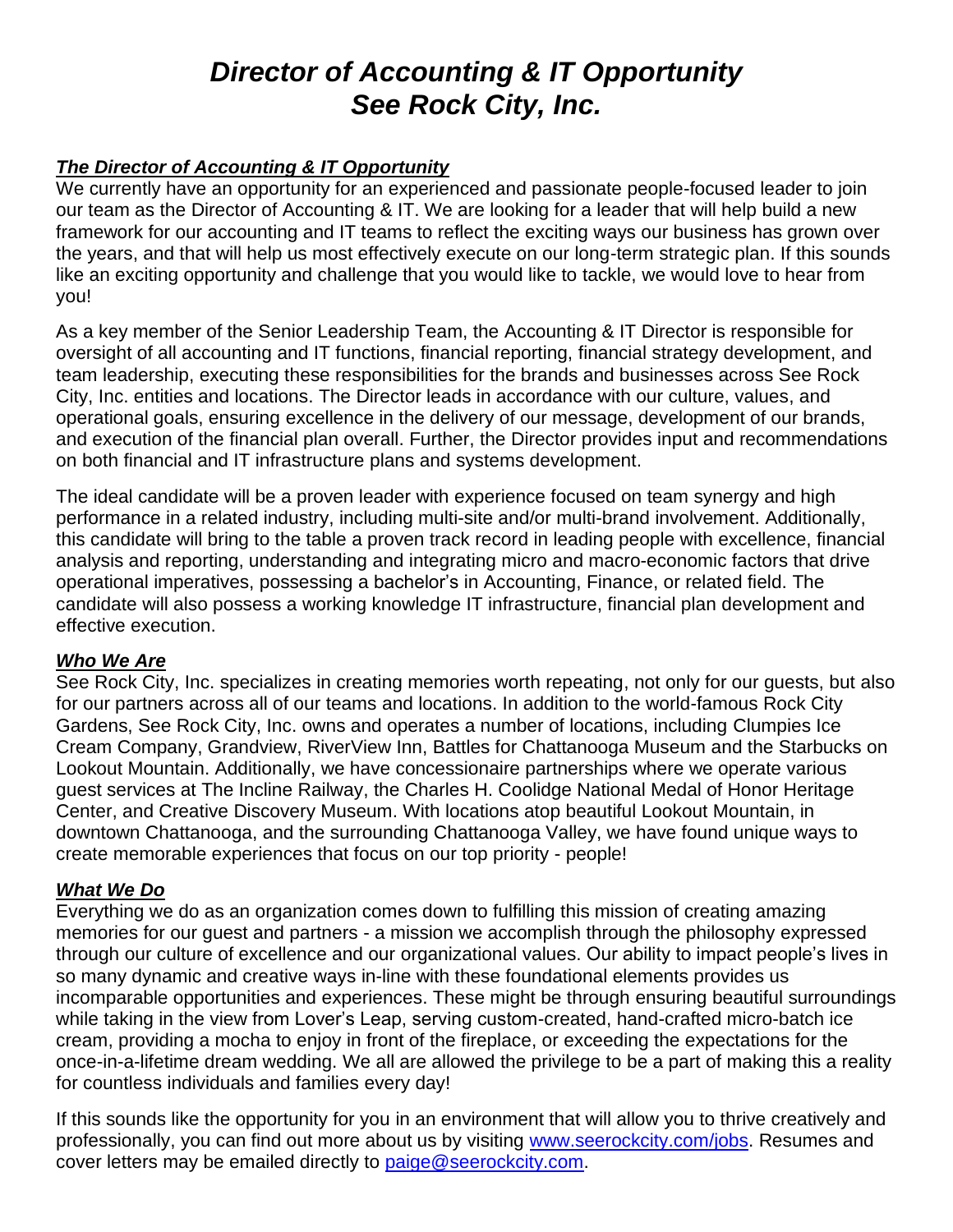# *Director of Accounting & IT Opportunity*
# *See Rock City, Inc.*

***The Director of Accounting & IT Opportunity***

We currently have an opportunity for an experienced and passionate people-focused leader to join our team as the Director of Accounting & IT. We are looking for a leader that will help build a new framework for our accounting and IT teams to reflect the exciting ways our business has grown over the years, and that will help us most effectively execute on our long-term strategic plan. If this sounds like an exciting opportunity and challenge that you would like to tackle, we would love to hear from you!

As a key member of the Senior Leadership Team, the Accounting & IT Director is responsible for oversight of all accounting and IT functions, financial reporting, financial strategy development, and team leadership, executing these responsibilities for the brands and businesses across See Rock City, Inc. entities and locations. The Director leads in accordance with our culture, values, and operational goals, ensuring excellence in the delivery of our message, development of our brands, and execution of the financial plan overall. Further, the Director provides input and recommendations on both financial and IT infrastructure plans and systems development.

The ideal candidate will be a proven leader with experience focused on team synergy and high performance in a related industry, including multi-site and/or multi-brand involvement. Additionally, this candidate will bring to the table a proven track record in leading people with excellence, financial analysis and reporting, understanding and integrating micro and macro-economic factors that drive operational imperatives, possessing a bachelor's in Accounting, Finance, or related field. The candidate will also possess a working knowledge IT infrastructure, financial plan development and effective execution.

***Who We Are***

See Rock City, Inc. specializes in creating memories worth repeating, not only for our guests, but also for our partners across all of our teams and locations. In addition to the world-famous Rock City Gardens, See Rock City, Inc. owns and operates a number of locations, including Clumpies Ice Cream Company, Grandview, RiverView Inn, Battles for Chattanooga Museum and the Starbucks on Lookout Mountain. Additionally, we have concessionaire partnerships where we operate various guest services at The Incline Railway, the Charles H. Coolidge National Medal of Honor Heritage Center, and Creative Discovery Museum. With locations atop beautiful Lookout Mountain, in downtown Chattanooga, and the surrounding Chattanooga Valley, we have found unique ways to create memorable experiences that focus on our top priority - people!

***What We Do***

Everything we do as an organization comes down to fulfilling this mission of creating amazing memories for our guest and partners - a mission we accomplish through the philosophy expressed through our culture of excellence and our organizational values. Our ability to impact people's lives in so many dynamic and creative ways in-line with these foundational elements provides us incomparable opportunities and experiences. These might be through ensuring beautiful surroundings while taking in the view from Lover's Leap, serving custom-created, hand-crafted micro-batch ice cream, providing a mocha to enjoy in front of the fireplace, or exceeding the expectations for the once-in-a-lifetime dream wedding. We all are allowed the privilege to be a part of making this a reality for countless individuals and families every day!

If this sounds like the opportunity for you in an environment that will allow you to thrive creatively and professionally, you can find out more about us by visiting [www.seerockcity.com/jobs](http://www.seerockcity.com/jobs). Resumes and cover letters may be emailed directly to [paige@seerockcity.com](mailto:paige@seerockcity.com).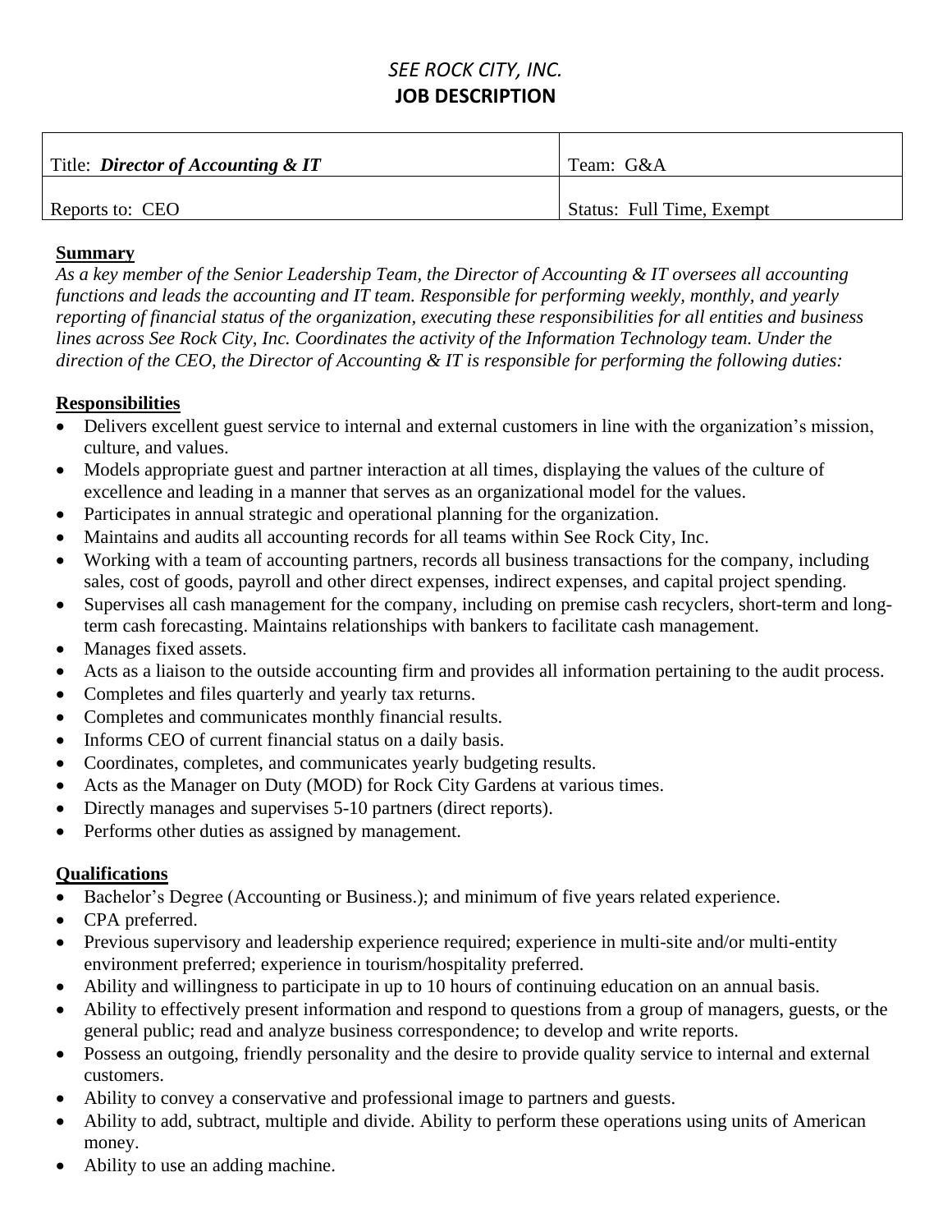*SEE ROCK CITY, INC.*
**JOB DESCRIPTION**

| Title: ***Director of Accounting & IT*** | Team: G&A |
|---|---|
| Reports to: CEO | Status: Full Time, Exempt |

**Summary**

*As a key member of the Senior Leadership Team, the Director of Accounting & IT oversees all accounting functions and leads the accounting and IT team. Responsible for performing weekly, monthly, and yearly reporting of financial status of the organization, executing these responsibilities for all entities and business lines across See Rock City, Inc. Coordinates the activity of the Information Technology team. Under the direction of the CEO, the Director of Accounting & IT is responsible for performing the following duties:*

**Responsibilities**

- Delivers excellent guest service to internal and external customers in line with the organization's mission, culture, and values.
- Models appropriate guest and partner interaction at all times, displaying the values of the culture of excellence and leading in a manner that serves as an organizational model for the values.
- Participates in annual strategic and operational planning for the organization.
- Maintains and audits all accounting records for all teams within See Rock City, Inc.
- Working with a team of accounting partners, records all business transactions for the company, including sales, cost of goods, payroll and other direct expenses, indirect expenses, and capital project spending.
- Supervises all cash management for the company, including on premise cash recyclers, short-term and long-term cash forecasting. Maintains relationships with bankers to facilitate cash management.
- Manages fixed assets.
- Acts as a liaison to the outside accounting firm and provides all information pertaining to the audit process.
- Completes and files quarterly and yearly tax returns.
- Completes and communicates monthly financial results.
- Informs CEO of current financial status on a daily basis.
- Coordinates, completes, and communicates yearly budgeting results.
- Acts as the Manager on Duty (MOD) for Rock City Gardens at various times.
- Directly manages and supervises 5-10 partners (direct reports).
- Performs other duties as assigned by management.

**Qualifications**

- Bachelor's Degree (Accounting or Business.); and minimum of five years related experience.
- CPA preferred.
- Previous supervisory and leadership experience required; experience in multi-site and/or multi-entity environment preferred; experience in tourism/hospitality preferred.
- Ability and willingness to participate in up to 10 hours of continuing education on an annual basis.
- Ability to effectively present information and respond to questions from a group of managers, guests, or the general public; read and analyze business correspondence; to develop and write reports.
- Possess an outgoing, friendly personality and the desire to provide quality service to internal and external customers.
- Ability to convey a conservative and professional image to partners and guests.
- Ability to add, subtract, multiple and divide. Ability to perform these operations using units of American money.
- Ability to use an adding machine.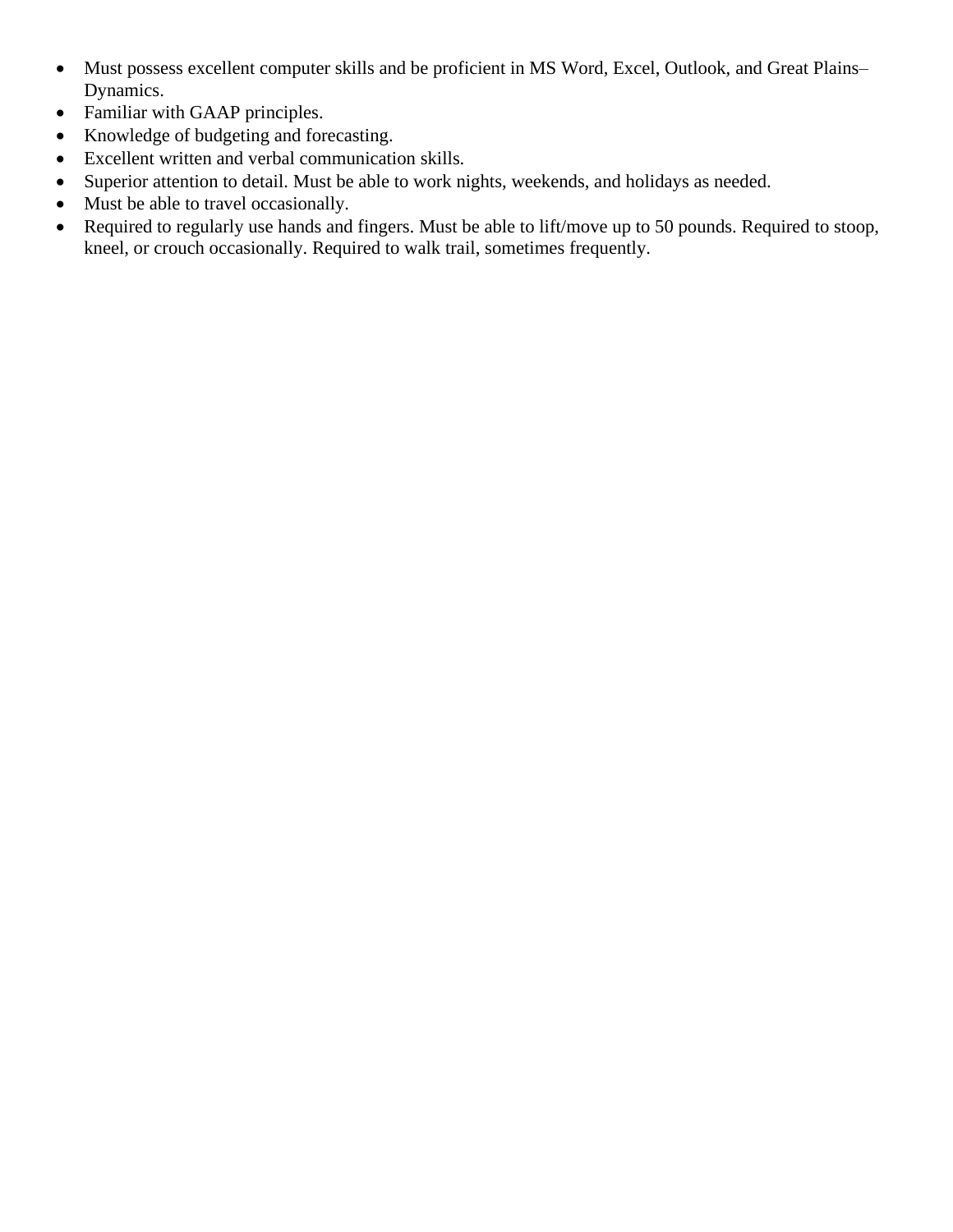- Must possess excellent computer skills and be proficient in MS Word, Excel, Outlook, and Great Plains–Dynamics.
- Familiar with GAAP principles.
- Knowledge of budgeting and forecasting.
- Excellent written and verbal communication skills.
- Superior attention to detail. Must be able to work nights, weekends, and holidays as needed.
- Must be able to travel occasionally.
- Required to regularly use hands and fingers. Must be able to lift/move up to 50 pounds. Required to stoop, kneel, or crouch occasionally. Required to walk trail, sometimes frequently.